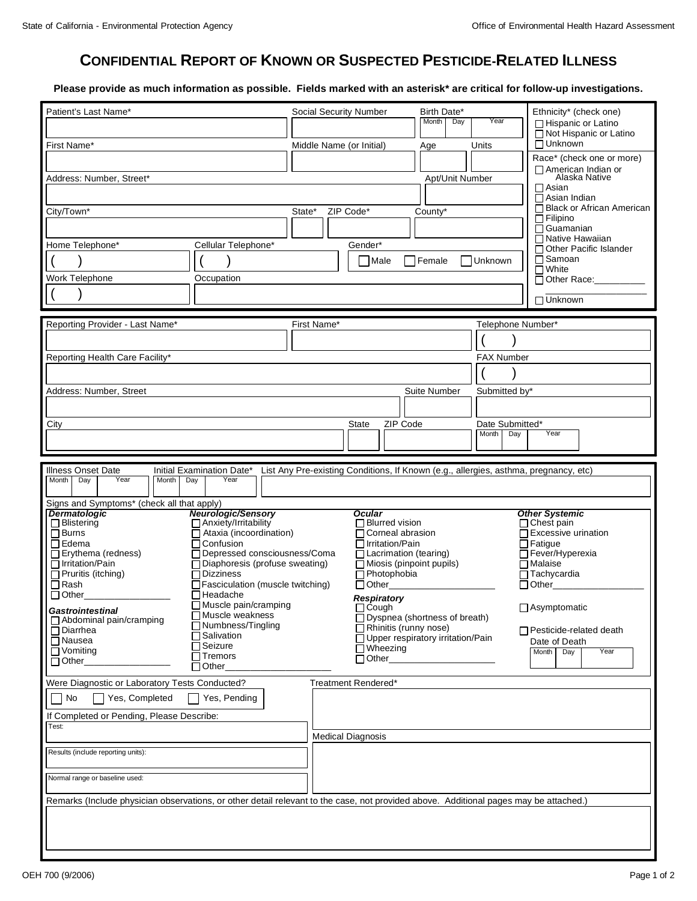State of California - Environmental Protection Agency

Office of Environmental Health Hazard Assessment

# CONFIDENTIAL REPORT OF KNOWN OR SUSPECTED PESTICIDE-RELATED ILLNESS

**Please provide as much information as possible. Fields marked with an asterisk* are critical for follow-up investigations.**

## Patient Information

Patient's Last Name*: ______

Social Security Number: ______

Birth Date*: Month ___ Day ___ Year ___

First Name*: ______

Middle Name (or Initial): ______

Age: ______ Units: ______

Address: Number, Street*: ______

Apt/Unit Number: ______

City/Town*: ______ State*: ______ ZIP Code*: ______ County*: ______

Home Telephone*: ( ) ______

Cellular Telephone*: ( ) ______

Gender*: ☐ Male ☐ Female ☐ Unknown

Work Telephone: ( ) ______

Occupation: ______

Ethnicity* (check one)
- ☐ Hispanic or Latino
- ☐ Not Hispanic or Latino
- ☐ Unknown

Race* (check one or more)
- ☐ American Indian or Alaska Native
- ☐ Asian
- ☐ Asian Indian
- ☐ Black or African American
- ☐ Filipino
- ☐ Guamanian
- ☐ Native Hawaiian
- ☐ Other Pacific Islander
- ☐ Samoan
- ☐ White
- ☐ Other Race:__________
- ☐ Unknown

## Reporting Provider Information

Reporting Provider - Last Name*: ______

First Name*: ______

Telephone Number*: ( ) ______

Reporting Health Care Facility*: ______

FAX Number: ( ) ______

Address: Number, Street: ______

Suite Number: ______

Submitted by*: ______

City: ______ State: ______ ZIP Code: ______

Date Submitted*: Month ___ Day ___ Year ___

## Illness Information

Illness Onset Date: Month ___ Day ___ Year ___

Initial Examination Date*: Month ___ Day ___ Year ___

List Any Pre-existing Conditions, If Known (e.g., allergies, asthma, pregnancy, etc): ______

Signs and Symptoms* (check all that apply)

***Dermatologic***
- ☐ Blistering
- ☐ Burns
- ☐ Edema
- ☐ Erythema (redness)
- ☐ Irritation/Pain
- ☐ Pruritis (itching)
- ☐ Rash
- ☐ Other_________________

***Gastrointestinal***
- ☐ Abdominal pain/cramping
- ☐ Diarrhea
- ☐ Nausea
- ☐ Vomiting
- ☐ Other_________________

***Neurologic/Sensory***
- ☐ Anxiety/Irritability
- ☐ Ataxia (incoordination)
- ☐ Confusion
- ☐ Depressed consciousness/Coma
- ☐ Diaphoresis (profuse sweating)
- ☐ Dizziness
- ☐ Fasciculation (muscle twitching)
- ☐ Headache
- ☐ Muscle pain/cramping
- ☐ Muscle weakness
- ☐ Numbness/Tingling
- ☐ Salivation
- ☐ Seizure
- ☐ Tremors
- ☐ Other_____________________

***Ocular***
- ☐ Blurred vision
- ☐ Corneal abrasion
- ☐ Irritation/Pain
- ☐ Lacrimation (tearing)
- ☐ Miosis (pinpoint pupils)
- ☐ Photophobia
- ☐ Other_____________________

***Respiratory***
- ☐ Cough
- ☐ Dyspnea (shortness of breath)
- ☐ Rhinitis (runny nose)
- ☐ Upper respiratory irritation/Pain
- ☐ Wheezing
- ☐ Other_____________________

***Other Systemic***
- ☐ Chest pain
- ☐ Excessive urination
- ☐ Fatigue
- ☐ Fever/Hyperexia
- ☐ Malaise
- ☐ Tachycardia
- ☐ Other___________________

☐ Asymptomatic

☐ Pesticide-related death

Date of Death: Month ___ Day ___ Year ___

Were Diagnostic or Laboratory Tests Conducted?

☐ No ☐ Yes, Completed ☐ Yes, Pending

If Completed or Pending, Please Describe:

Test: ______

Results (include reporting units): ______

Normal range or baseline used: ______

Treatment Rendered*: ______

Medical Diagnosis: ______

Remarks (Include physician observations, or other detail relevant to the case, not provided above. Additional pages may be attached.)

______

OEH 700 (9/2006)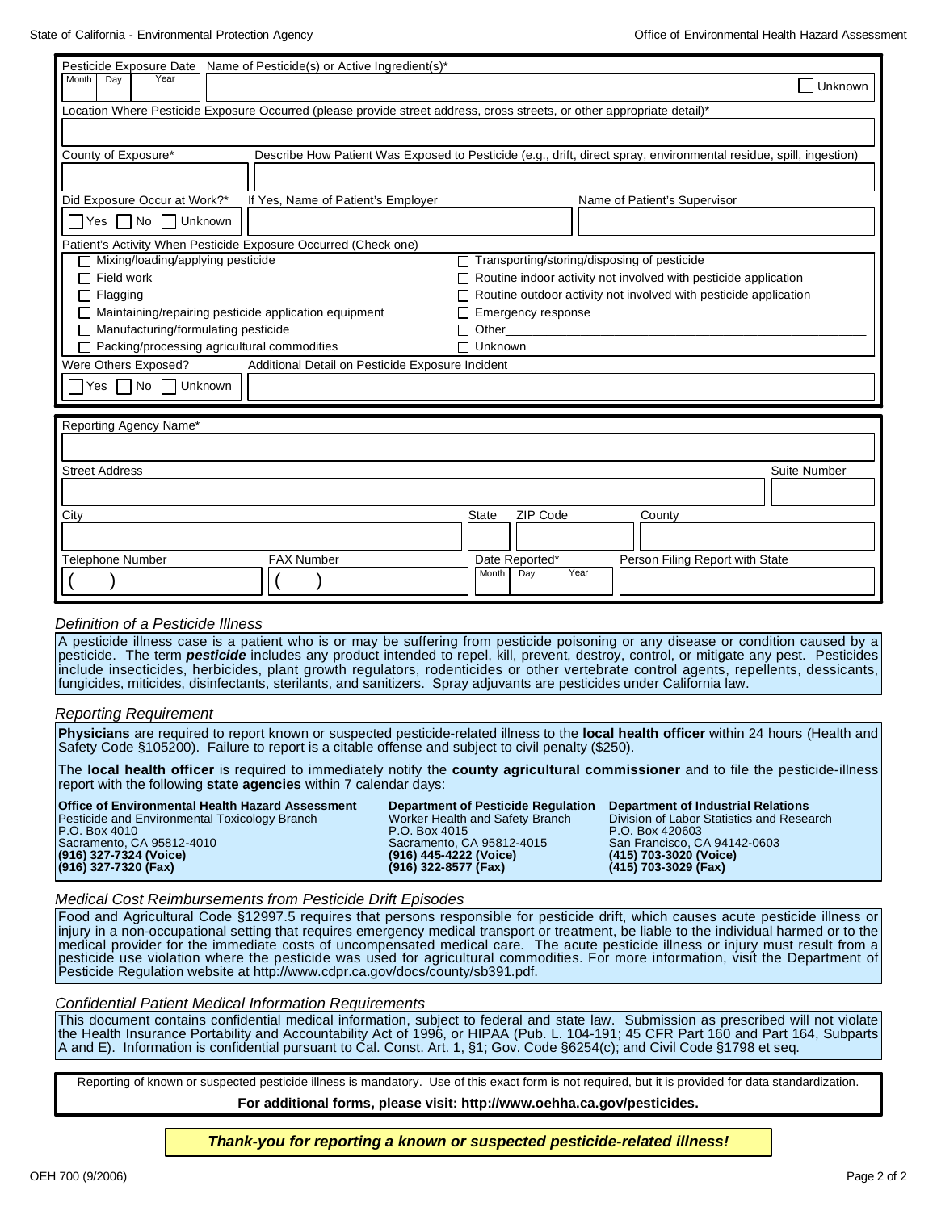Pesticide Exposure Date (Month / Day / Year)

Name of Pesticide(s) or Active Ingredient(s)* ☐ Unknown

Location Where Pesticide Exposure Occurred (please provide street address, cross streets, or other appropriate detail)*

County of Exposure*

Describe How Patient Was Exposed to Pesticide (e.g., drift, direct spray, environmental residue, spill, ingestion)*

Did Exposure Occur at Work?* ☐ Yes ☐ No ☐ Unknown

If Yes, Name of Patient's Employer

Name of Patient's Supervisor

Patient's Activity When Pesticide Exposure Occurred (Check one)

- ☐ Mixing/loading/applying pesticide
- ☐ Field work
- ☐ Flagging
- ☐ Maintaining/repairing pesticide application equipment
- ☐ Manufacturing/formulating pesticide
- ☐ Packing/processing agricultural commodities
- ☐ Transporting/storing/disposing of pesticide
- ☐ Routine indoor activity not involved with pesticide application
- ☐ Routine outdoor activity not involved with pesticide application
- ☐ Emergency response
- ☐ Other\_\_\_\_\_\_\_\_\_\_\_\_\_\_\_\_\_\_\_\_\_\_\_\_\_\_\_\_
- ☐ Unknown

Were Others Exposed? ☐ Yes ☐ No ☐ Unknown

Additional Detail on Pesticide Exposure Incident

---

Reporting Agency Name*

Street Address

Suite Number

City

State

ZIP Code

County

Telephone Number ( )

FAX Number ( )

Date Reported* (Month / Day / Year)

Person Filing Report with State

---

*Definition of a Pesticide Illness*

A pesticide illness case is a patient who is or may be suffering from pesticide poisoning or any disease or condition caused by a pesticide. The term ***pesticide*** includes any product intended to repel, kill, prevent, destroy, control, or mitigate any pest. Pesticides include insecticides, herbicides, plant growth regulators, rodenticides or other vertebrate control agents, repellents, dessicants, fungicides, miticides, disinfectants, sterilants, and sanitizers. Spray adjuvants are pesticides under California law.

*Reporting Requirement*

**Physicians** are required to report known or suspected pesticide-related illness to the **local health officer** within 24 hours (Health and Safety Code §105200). Failure to report is a citable offense and subject to civil penalty ($250).

The **local health officer** is required to immediately notify the **county agricultural commissioner** and to file the pesticide-illness report with the following **state agencies** within 7 calendar days:

**Office of Environmental Health Hazard Assessment**
Pesticide and Environmental Toxicology Branch
P.O. Box 4010
Sacramento, CA 95812-4010
**(916) 327-7324 (Voice)**
**(916) 327-7320 (Fax)**

**Department of Pesticide Regulation**
Worker Health and Safety Branch
P.O. Box 4015
Sacramento, CA 95812-4015
**(916) 445-4222 (Voice)**
**(916) 322-8577 (Fax)**

**Department of Industrial Relations**
Division of Labor Statistics and Research
P.O. Box 420603
San Francisco, CA 94142-0603
**(415) 703-3020 (Voice)**
**(415) 703-3029 (Fax)**

*Medical Cost Reimbursements from Pesticide Drift Episodes*

Food and Agricultural Code §12997.5 requires that persons responsible for pesticide drift, which causes acute pesticide illness or injury in a non-occupational setting that requires emergency medical transport or treatment, be liable to the individual harmed or to the medical provider for the immediate costs of uncompensated medical care. The acute pesticide illness or injury must result from a pesticide use violation where the pesticide was used for agricultural commodities. For more information, visit the Department of Pesticide Regulation website at http://www.cdpr.ca.gov/docs/county/sb391.pdf.

*Confidential Patient Medical Information Requirements*

This document contains confidential medical information, subject to federal and state law. Submission as prescribed will not violate the Health Insurance Portability and Accountability Act of 1996, or HIPAA (Pub. L. 104-191; 45 CFR Part 160 and Part 164, Subparts A and E). Information is confidential pursuant to Cal. Const. Art. 1, §1; Gov. Code §6254(c); and Civil Code §1798 et seq.

Reporting of known or suspected pesticide illness is mandatory. Use of this exact form is not required, but it is provided for data standardization.

**For additional forms, please visit: http://www.oehha.ca.gov/pesticides.**

***Thank-you for reporting a known or suspected pesticide-related illness!***

OEH 700 (9/2006)